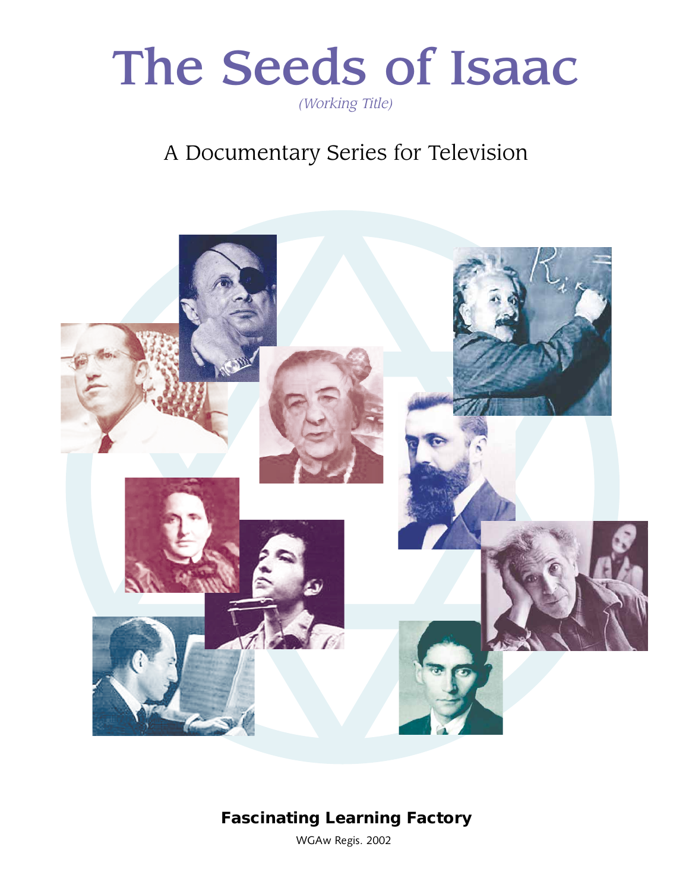# The Seeds of Isaac

*(Working Title)*

## A Documentary Series for Television

**Fascinating Learning Factory**

WGAw Regis. 2002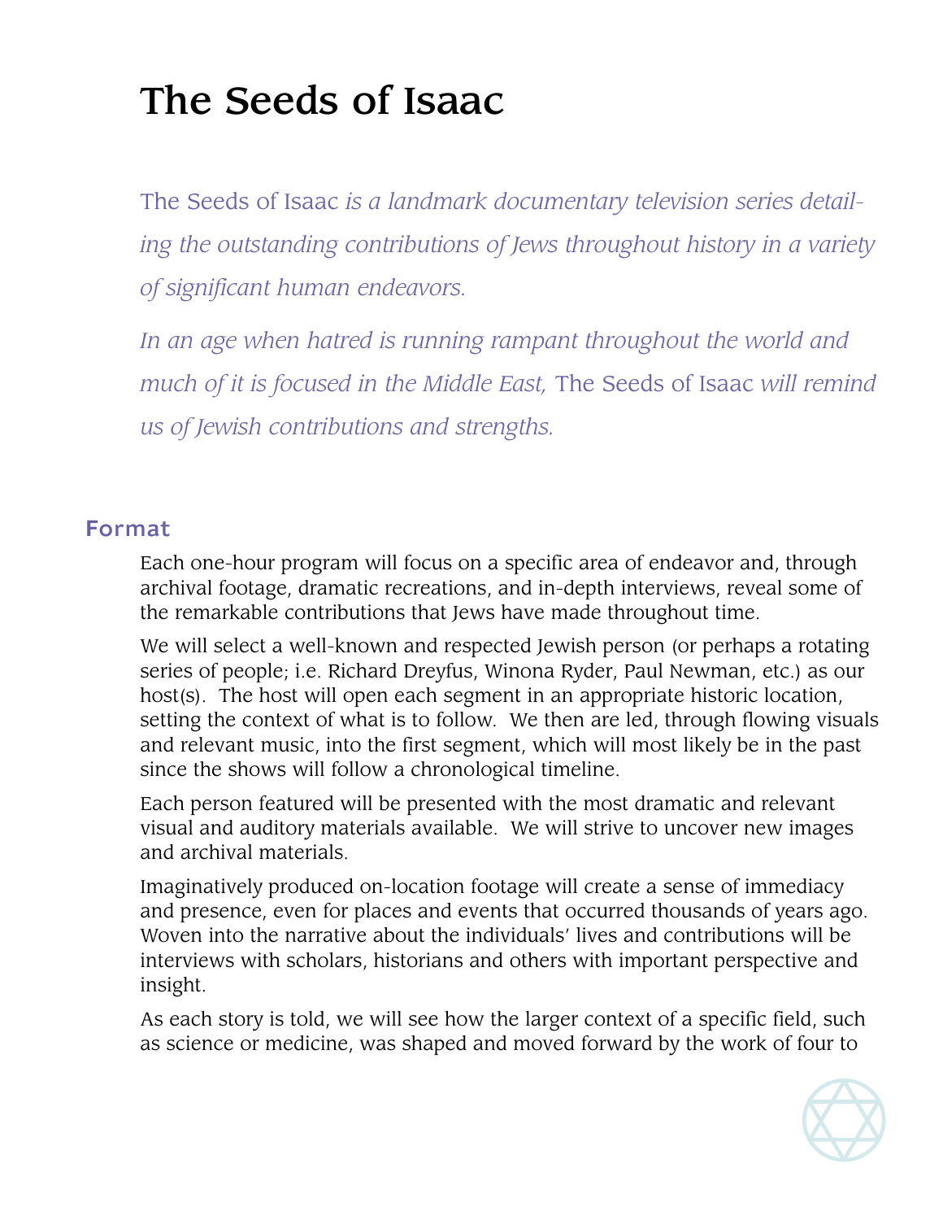# The Seeds of Isaac

The Seeds of Isaac *is a landmark documentary television series detailing the outstanding contributions of Jews throughout history in a variety of significant human endeavors.*

*In an age when hatred is running rampant throughout the world and much of it is focused in the Middle East,* The Seeds of Isaac *will remind us of Jewish contributions and strengths.*

## Format

Each one-hour program will focus on a specific area of endeavor and, through archival footage, dramatic recreations, and in-depth interviews, reveal some of the remarkable contributions that Jews have made throughout time.

We will select a well-known and respected Jewish person (or perhaps a rotating series of people; i.e. Richard Dreyfus, Winona Ryder, Paul Newman, etc.) as our host(s). The host will open each segment in an appropriate historic location, setting the context of what is to follow. We then are led, through flowing visuals and relevant music, into the first segment, which will most likely be in the past since the shows will follow a chronological timeline.

Each person featured will be presented with the most dramatic and relevant visual and auditory materials available. We will strive to uncover new images and archival materials.

Imaginatively produced on-location footage will create a sense of immediacy and presence, even for places and events that occurred thousands of years ago. Woven into the narrative about the individuals' lives and contributions will be interviews with scholars, historians and others with important perspective and insight.

As each story is told, we will see how the larger context of a specific field, such as science or medicine, was shaped and moved forward by the work of four to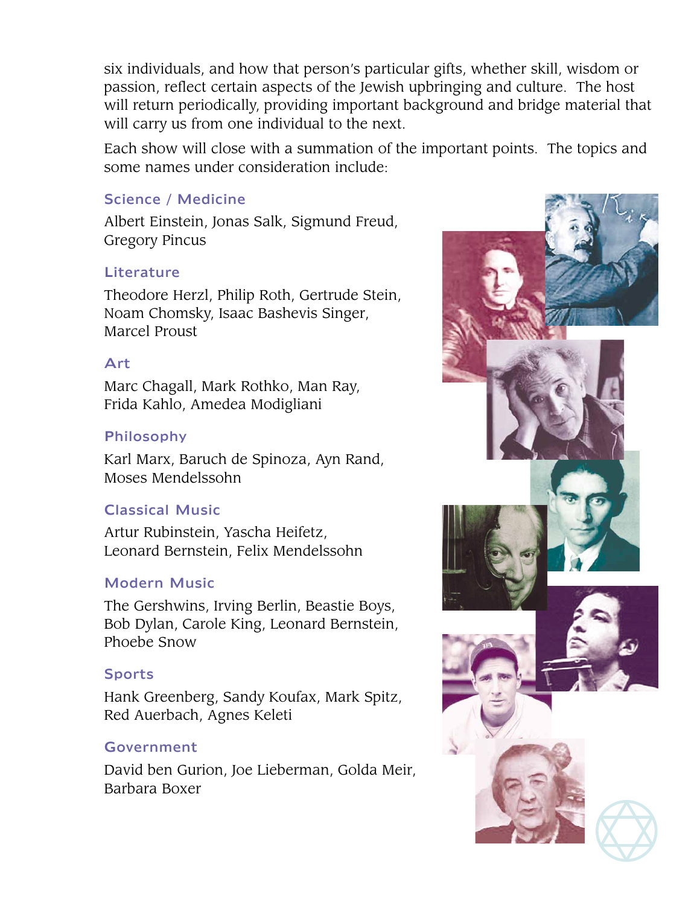six individuals, and how that person's particular gifts, whether skill, wisdom or passion, reflect certain aspects of the Jewish upbringing and culture. The host will return periodically, providing important background and bridge material that will carry us from one individual to the next.

Each show will close with a summation of the important points. The topics and some names under consideration include:

### Science / Medicine

Albert Einstein, Jonas Salk, Sigmund Freud, Gregory Pincus

### Literature

Theodore Herzl, Philip Roth, Gertrude Stein, Noam Chomsky, Isaac Bashevis Singer, Marcel Proust

### Art

Marc Chagall, Mark Rothko, Man Ray, Frida Kahlo, Amedea Modigliani

### Philosophy

Karl Marx, Baruch de Spinoza, Ayn Rand, Moses Mendelssohn

### Classical Music

Artur Rubinstein, Yascha Heifetz, Leonard Bernstein, Felix Mendelssohn

### Modern Music

The Gershwins, Irving Berlin, Beastie Boys, Bob Dylan, Carole King, Leonard Bernstein, Phoebe Snow

### Sports

Hank Greenberg, Sandy Koufax, Mark Spitz, Red Auerbach, Agnes Keleti

### Government

David ben Gurion, Joe Lieberman, Golda Meir, Barbara Boxer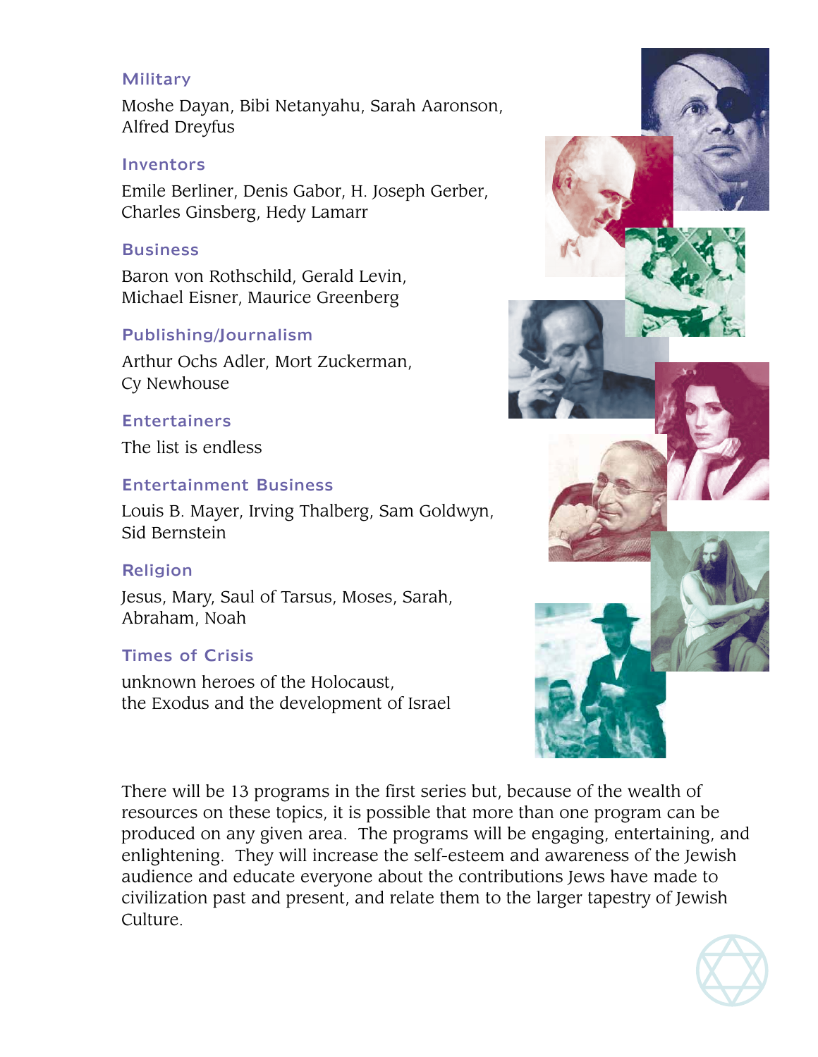### Military

Moshe Dayan, Bibi Netanyahu, Sarah Aaronson, Alfred Dreyfus

### Inventors

Emile Berliner, Denis Gabor, H. Joseph Gerber, Charles Ginsberg, Hedy Lamarr

### Business

Baron von Rothschild, Gerald Levin, Michael Eisner, Maurice Greenberg

### Publishing/Journalism

Arthur Ochs Adler, Mort Zuckerman, Cy Newhouse

### Entertainers

The list is endless

### Entertainment Business

Louis B. Mayer, Irving Thalberg, Sam Goldwyn, Sid Bernstein

### Religion

Jesus, Mary, Saul of Tarsus, Moses, Sarah, Abraham, Noah

### Times of Crisis

unknown heroes of the Holocaust, the Exodus and the development of Israel

There will be 13 programs in the first series but, because of the wealth of resources on these topics, it is possible that more than one program can be produced on any given area. The programs will be engaging, entertaining, and enlightening. They will increase the self-esteem and awareness of the Jewish audience and educate everyone about the contributions Jews have made to civilization past and present, and relate them to the larger tapestry of Jewish Culture.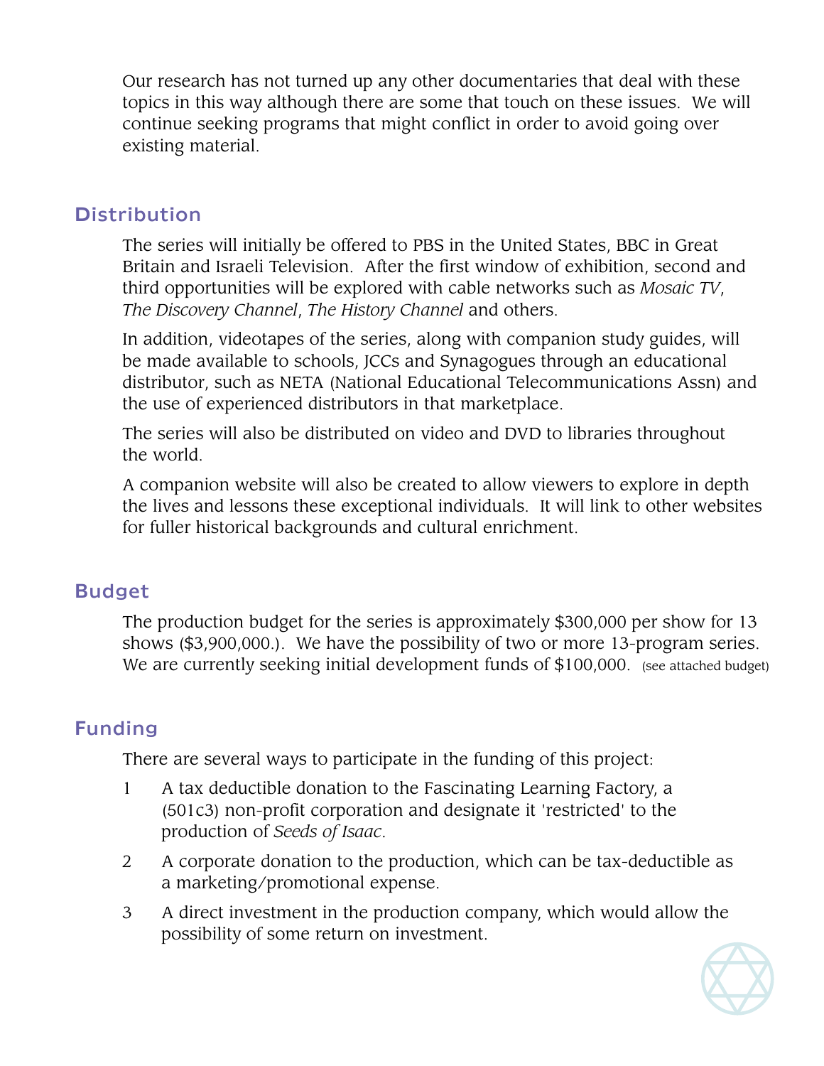Our research has not turned up any other documentaries that deal with these topics in this way although there are some that touch on these issues. We will continue seeking programs that might conflict in order to avoid going over existing material.

## Distribution

The series will initially be offered to PBS in the United States, BBC in Great Britain and Israeli Television. After the first window of exhibition, second and third opportunities will be explored with cable networks such as *Mosaic TV*, *The Discovery Channel*, *The History Channel* and others.

In addition, videotapes of the series, along with companion study guides, will be made available to schools, JCCs and Synagogues through an educational distributor, such as NETA (National Educational Telecommunications Assn) and the use of experienced distributors in that marketplace.

The series will also be distributed on video and DVD to libraries throughout the world.

A companion website will also be created to allow viewers to explore in depth the lives and lessons these exceptional individuals. It will link to other websites for fuller historical backgrounds and cultural enrichment.

## Budget

The production budget for the series is approximately $300,000 per show for 13 shows ($3,900,000.). We have the possibility of two or more 13-program series. We are currently seeking initial development funds of $100,000. (see attached budget)

## Funding

There are several ways to participate in the funding of this project:

1 A tax deductible donation to the Fascinating Learning Factory, a (501c3) non-profit corporation and designate it 'restricted' to the production of *Seeds of Isaac*.

2 A corporate donation to the production, which can be tax-deductible as a marketing/promotional expense.

3 A direct investment in the production company, which would allow the possibility of some return on investment.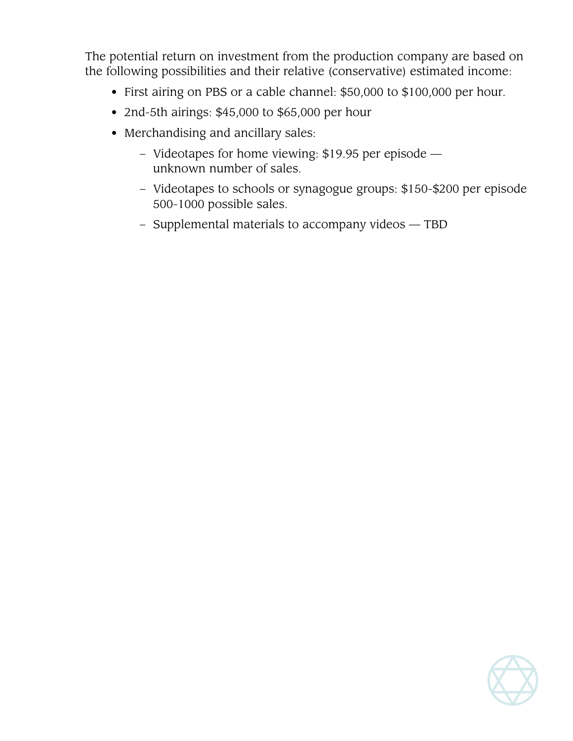The potential return on investment from the production company are based on the following possibilities and their relative (conservative) estimated income:

- First airing on PBS or a cable channel: $50,000 to $100,000 per hour.
- 2nd-5th airings: $45,000 to $65,000 per hour
- Merchandising and ancillary sales:
  - Videotapes for home viewing: $19.95 per episode — unknown number of sales.
  - Videotapes to schools or synagogue groups: $150-$200 per episode 500-1000 possible sales.
  - Supplemental materials to accompany videos — TBD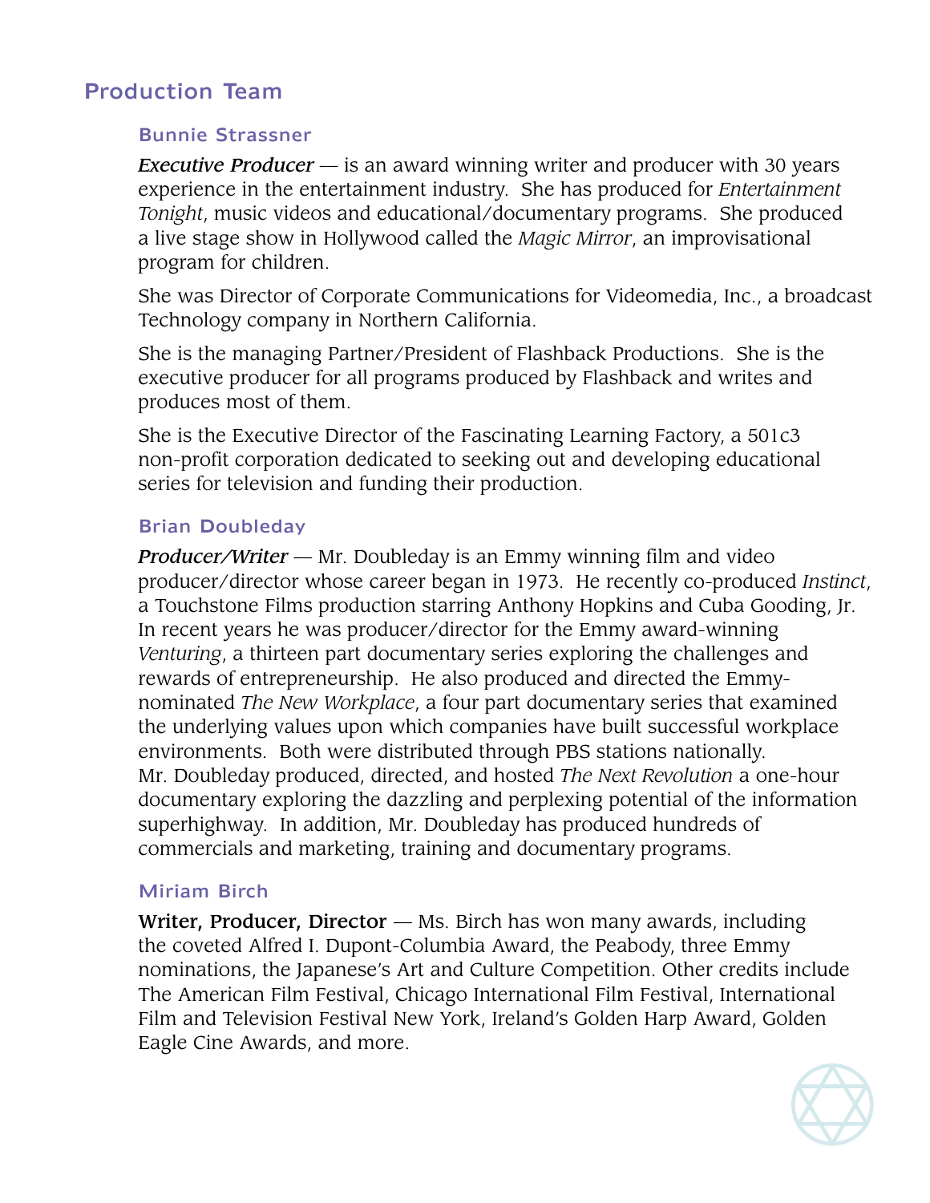## Production Team

### Bunnie Strassner

***Executive Producer*** — is an award winning writer and producer with 30 years experience in the entertainment industry. She has produced for *Entertainment Tonight*, music videos and educational/documentary programs. She produced a live stage show in Hollywood called the *Magic Mirror*, an improvisational program for children.

She was Director of Corporate Communications for Videomedia, Inc., a broadcast Technology company in Northern California.

She is the managing Partner/President of Flashback Productions. She is the executive producer for all programs produced by Flashback and writes and produces most of them.

She is the Executive Director of the Fascinating Learning Factory, a 501c3 non-profit corporation dedicated to seeking out and developing educational series for television and funding their production.

### Brian Doubleday

***Producer/Writer*** — Mr. Doubleday is an Emmy winning film and video producer/director whose career began in 1973. He recently co-produced *Instinct*, a Touchstone Films production starring Anthony Hopkins and Cuba Gooding, Jr. In recent years he was producer/director for the Emmy award-winning *Venturing*, a thirteen part documentary series exploring the challenges and rewards of entrepreneurship. He also produced and directed the Emmy-nominated *The New Workplace*, a four part documentary series that examined the underlying values upon which companies have built successful workplace environments. Both were distributed through PBS stations nationally. Mr. Doubleday produced, directed, and hosted *The Next Revolution* a one-hour documentary exploring the dazzling and perplexing potential of the information superhighway. In addition, Mr. Doubleday has produced hundreds of commercials and marketing, training and documentary programs.

### Miriam Birch

**Writer, Producer, Director** — Ms. Birch has won many awards, including the coveted Alfred I. Dupont-Columbia Award, the Peabody, three Emmy nominations, the Japanese's Art and Culture Competition. Other credits include The American Film Festival, Chicago International Film Festival, International Film and Television Festival New York, Ireland's Golden Harp Award, Golden Eagle Cine Awards, and more.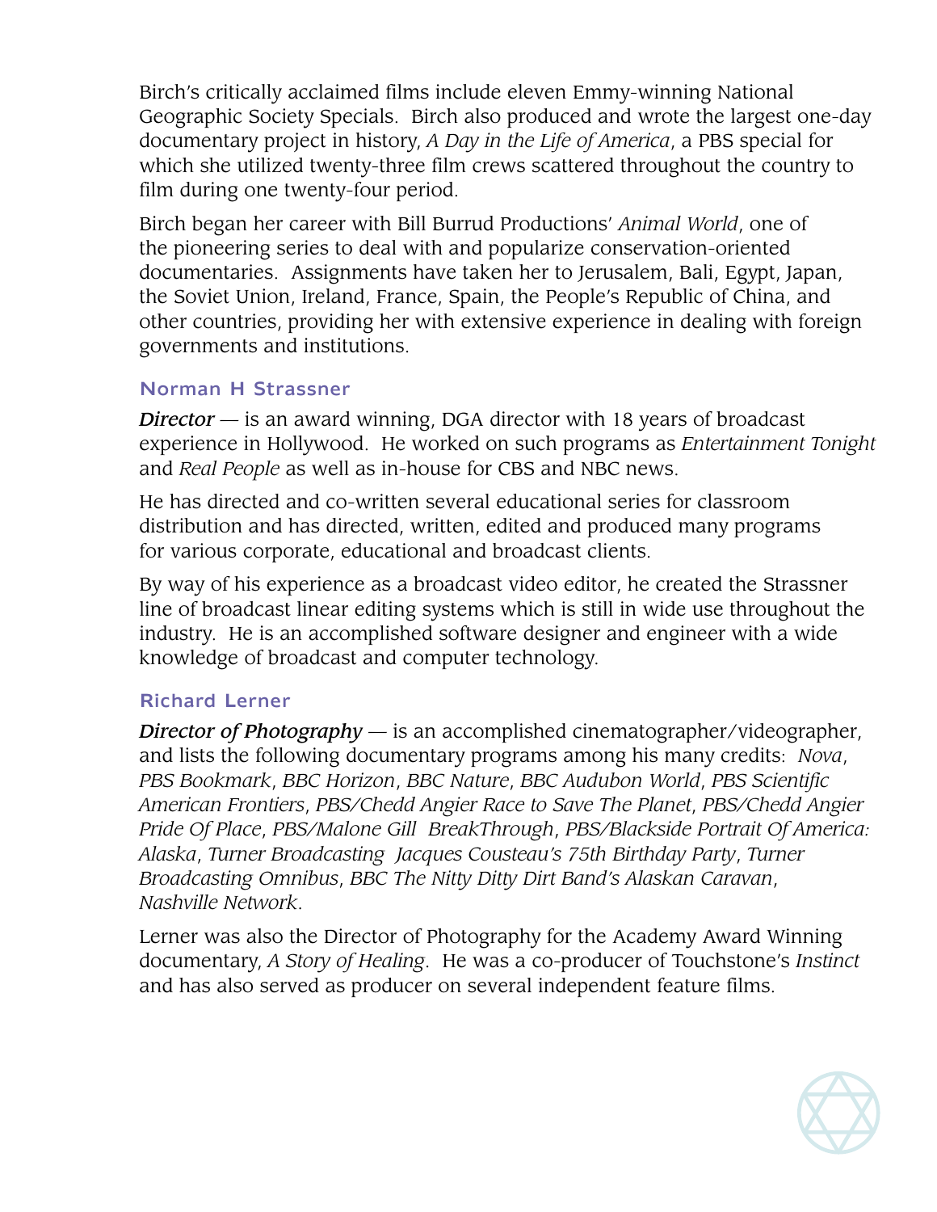Birch's critically acclaimed films include eleven Emmy-winning National Geographic Society Specials. Birch also produced and wrote the largest one-day documentary project in history, *A Day in the Life of America*, a PBS special for which she utilized twenty-three film crews scattered throughout the country to film during one twenty-four period.

Birch began her career with Bill Burrud Productions' *Animal World*, one of the pioneering series to deal with and popularize conservation-oriented documentaries. Assignments have taken her to Jerusalem, Bali, Egypt, Japan, the Soviet Union, Ireland, France, Spain, the People's Republic of China, and other countries, providing her with extensive experience in dealing with foreign governments and institutions.

### Norman H Strassner

***Director*** — is an award winning, DGA director with 18 years of broadcast experience in Hollywood. He worked on such programs as *Entertainment Tonight* and *Real People* as well as in-house for CBS and NBC news.

He has directed and co-written several educational series for classroom distribution and has directed, written, edited and produced many programs for various corporate, educational and broadcast clients.

By way of his experience as a broadcast video editor, he created the Strassner line of broadcast linear editing systems which is still in wide use throughout the industry. He is an accomplished software designer and engineer with a wide knowledge of broadcast and computer technology.

### Richard Lerner

***Director of Photography*** — is an accomplished cinematographer/videographer, and lists the following documentary programs among his many credits: *Nova*, *PBS Bookmark*, *BBC Horizon*, *BBC Nature*, *BBC Audubon World*, *PBS Scientific American Frontiers*, *PBS/Chedd Angier Race to Save The Planet*, *PBS/Chedd Angier Pride Of Place*, *PBS/Malone Gill BreakThrough*, *PBS/Blackside Portrait Of America: Alaska*, *Turner Broadcasting Jacques Cousteau's 75th Birthday Party*, *Turner Broadcasting Omnibus*, *BBC The Nitty Ditty Dirt Band's Alaskan Caravan*, *Nashville Network*.

Lerner was also the Director of Photography for the Academy Award Winning documentary, *A Story of Healing*. He was a co-producer of Touchstone's *Instinct* and has also served as producer on several independent feature films.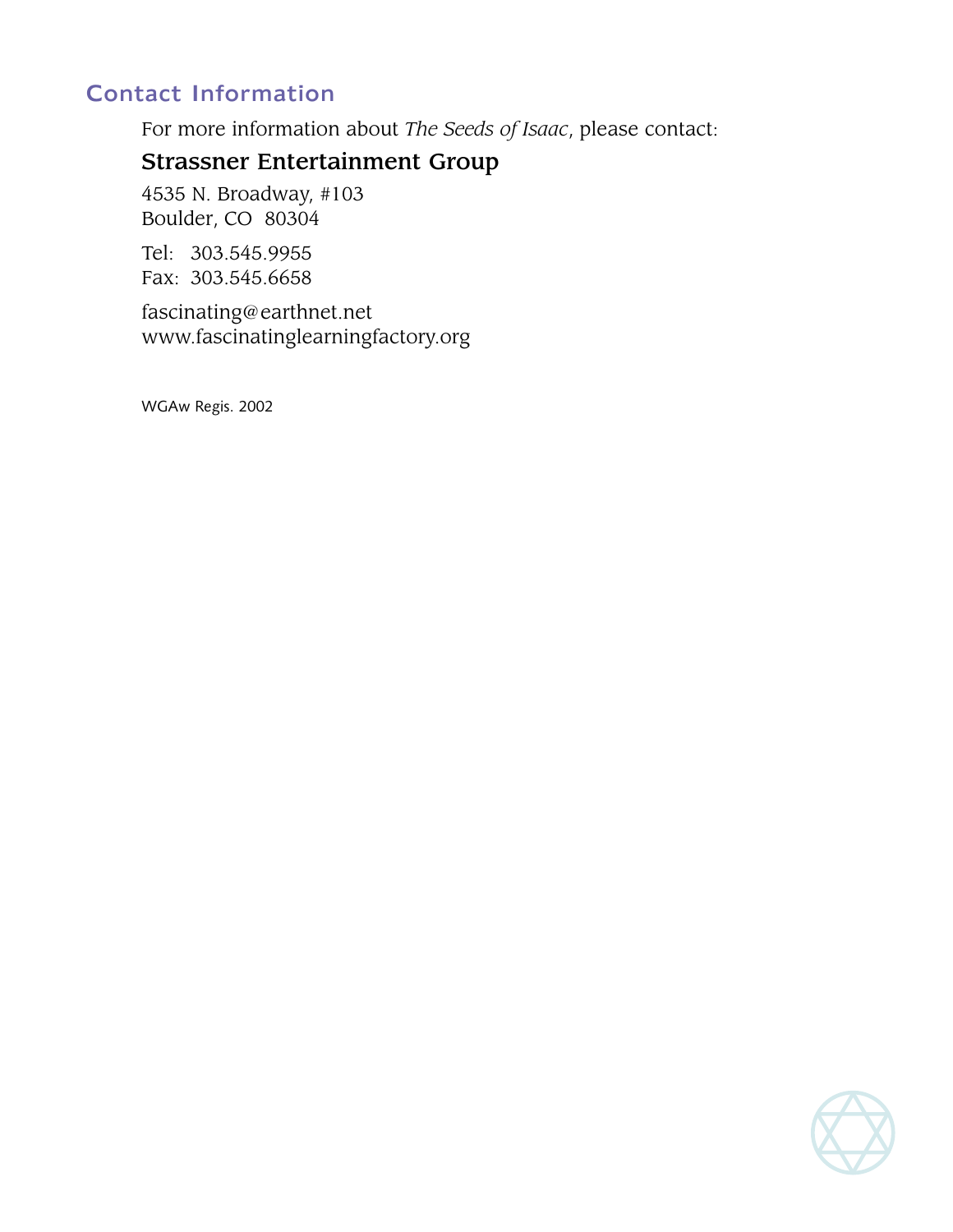## Contact Information

For more information about *The Seeds of Isaac*, please contact:

### Strassner Entertainment Group

4535 N. Broadway, #103
Boulder, CO  80304

Tel:  303.545.9955
Fax:  303.545.6658

fascinating@earthnet.net
www.fascinatinglearningfactory.org

WGAw Regis. 2002